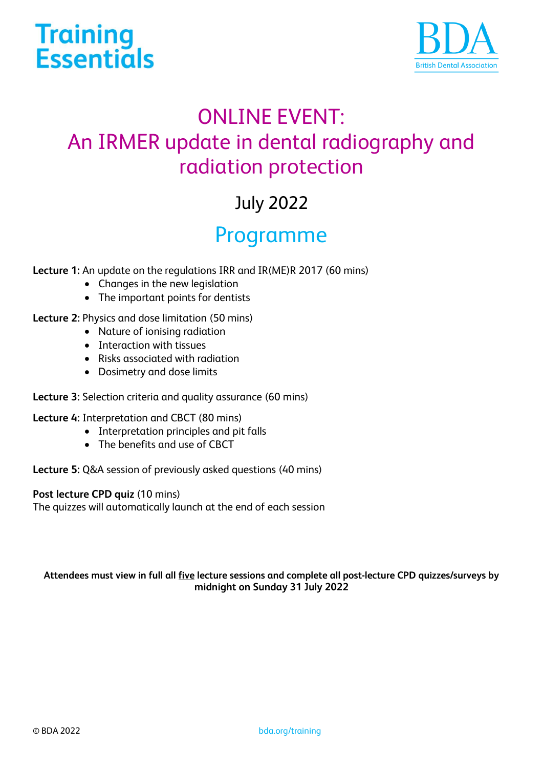Training Essentials

BDA
British Dental Association

# ONLINE EVENT: An IRMER update in dental radiography and radiation protection

## July 2022

## Programme

**Lecture 1:** An update on the regulations IRR and IR(ME)R 2017 (60 mins)

- Changes in the new legislation
- The important points for dentists

**Lecture 2**: Physics and dose limitation (50 mins)

- Nature of ionising radiation
- Interaction with tissues
- Risks associated with radiation
- Dosimetry and dose limits

**Lecture 3:** Selection criteria and quality assurance (60 mins)

**Lecture 4:** Interpretation and CBCT (80 mins)

- Interpretation principles and pit falls
- The benefits and use of CBCT

**Lecture 5**: Q&A session of previously asked questions (40 mins)

**Post lecture CPD quiz** (10 mins)
The quizzes will automatically launch at the end of each session

**Attendees must view in full all five lecture sessions and complete all post-lecture CPD quizzes/surveys by midnight on Sunday 31 July 2022**

© BDA 2022

bda.org/training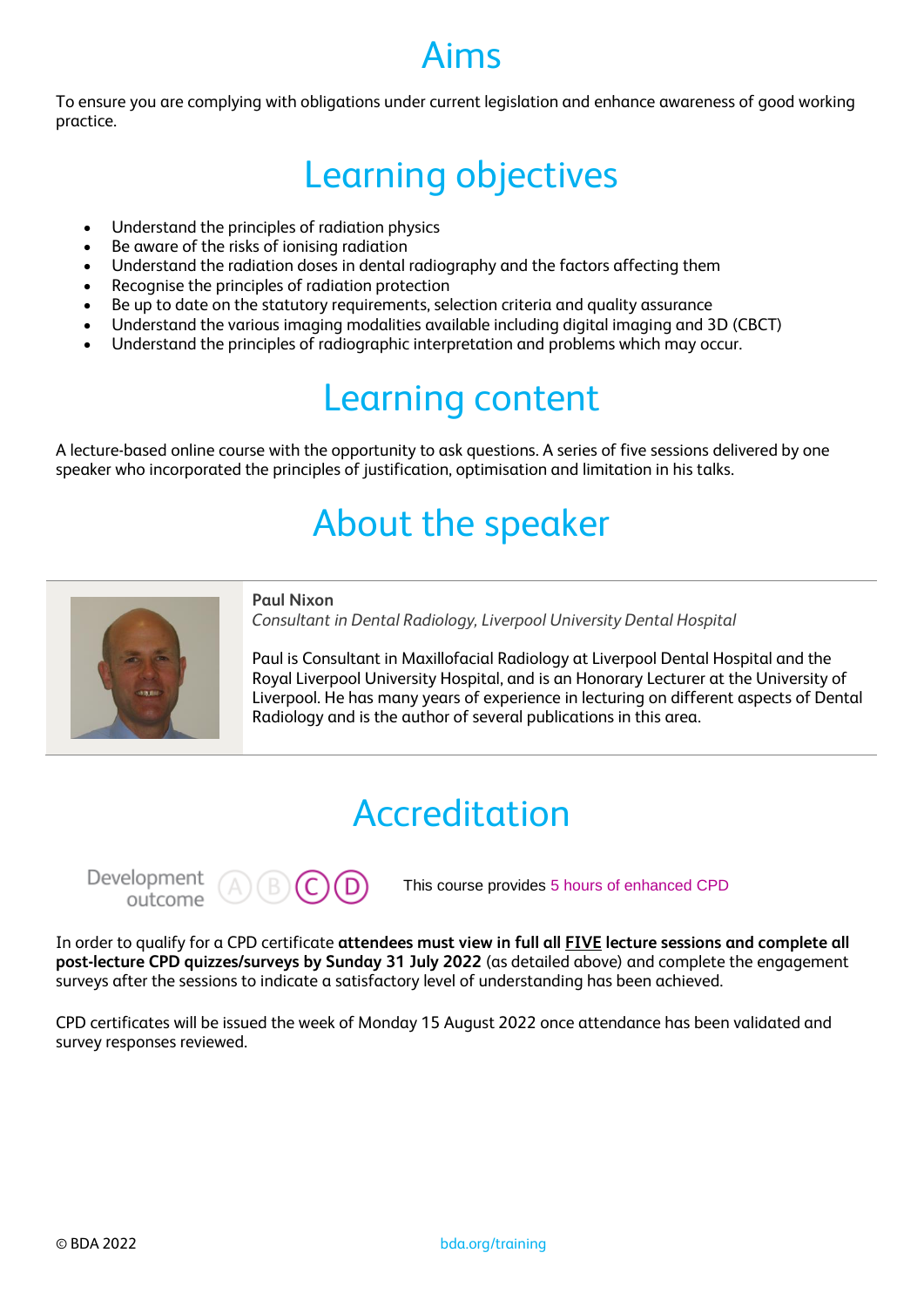# Aims

To ensure you are complying with obligations under current legislation and enhance awareness of good working practice.

# Learning objectives

- Understand the principles of radiation physics
- Be aware of the risks of ionising radiation
- Understand the radiation doses in dental radiography and the factors affecting them
- Recognise the principles of radiation protection
- Be up to date on the statutory requirements, selection criteria and quality assurance
- Understand the various imaging modalities available including digital imaging and 3D (CBCT)
- Understand the principles of radiographic interpretation and problems which may occur.

# Learning content

A lecture-based online course with the opportunity to ask questions. A series of five sessions delivered by one speaker who incorporated the principles of justification, optimisation and limitation in his talks.

# About the speaker

**Paul Nixon**
*Consultant in Dental Radiology, Liverpool University Dental Hospital*

Paul is Consultant in Maxillofacial Radiology at Liverpool Dental Hospital and the Royal Liverpool University Hospital, and is an Honorary Lecturer at the University of Liverpool. He has many years of experience in lecturing on different aspects of Dental Radiology and is the author of several publications in this area.

# Accreditation

Development outcome (A) (B) (C) (D)

This course provides 5 hours of enhanced CPD

In order to qualify for a CPD certificate **attendees must view in full all FIVE lecture sessions and complete all post-lecture CPD quizzes/surveys by Sunday 31 July 2022** (as detailed above) and complete the engagement surveys after the sessions to indicate a satisfactory level of understanding has been achieved.

CPD certificates will be issued the week of Monday 15 August 2022 once attendance has been validated and survey responses reviewed.

© BDA 2022

bda.org/training